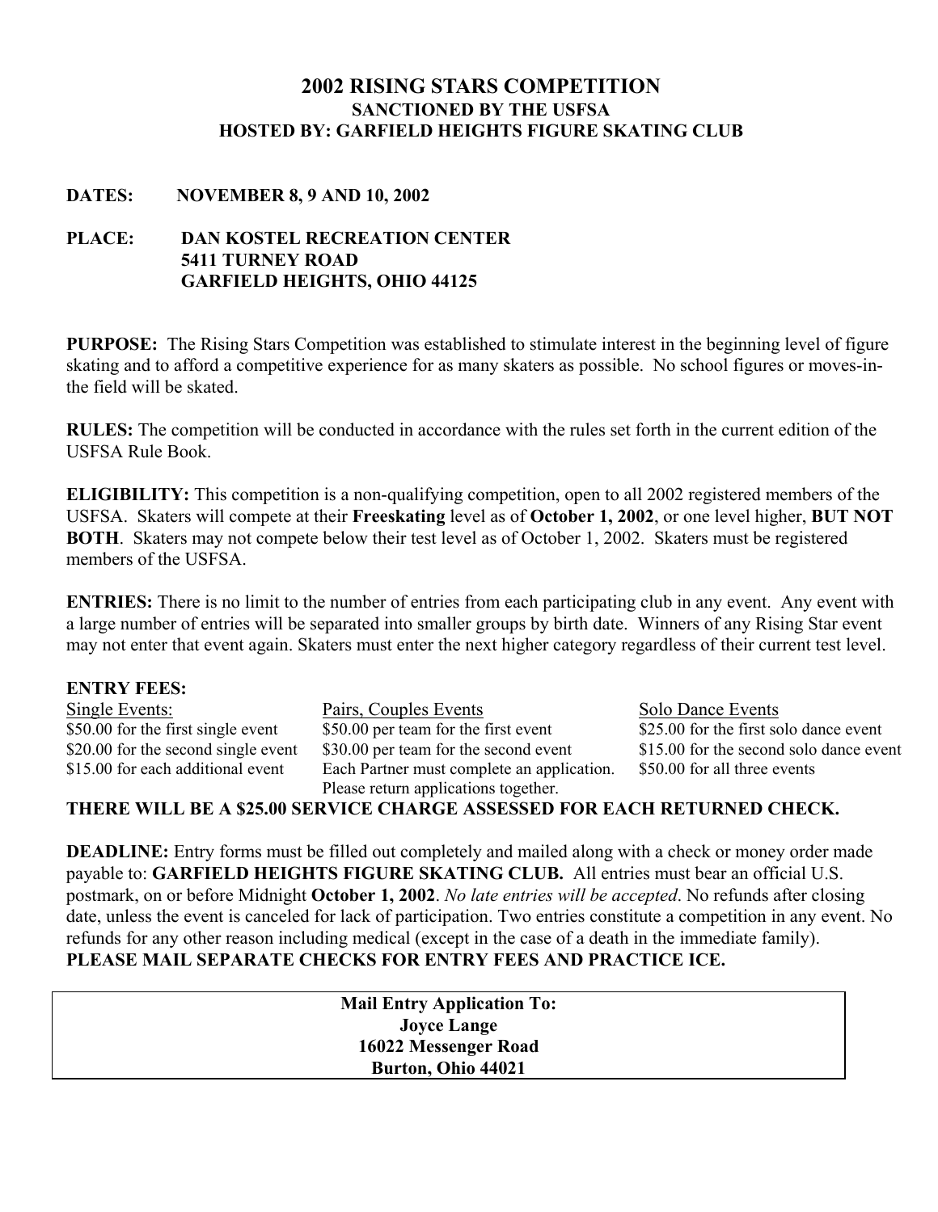# 2002 RISING STARS COMPETITION
## SANCTIONED BY THE USFSA
## HOSTED BY: GARFIELD HEIGHTS FIGURE SKATING CLUB

**DATES:** **NOVEMBER 8, 9 AND 10, 2002**

**PLACE:** **DAN KOSTEL RECREATION CENTER**
**5411 TURNEY ROAD**
**GARFIELD HEIGHTS, OHIO 44125**

**PURPOSE:** The Rising Stars Competition was established to stimulate interest in the beginning level of figure skating and to afford a competitive experience for as many skaters as possible. No school figures or moves-in-the field will be skated.

**RULES:** The competition will be conducted in accordance with the rules set forth in the current edition of the USFSA Rule Book.

**ELIGIBILITY:** This competition is a non-qualifying competition, open to all 2002 registered members of the USFSA. Skaters will compete at their **Freeskating** level as of **October 1, 2002**, or one level higher, **BUT NOT BOTH**. Skaters may not compete below their test level as of October 1, 2002. Skaters must be registered members of the USFSA.

**ENTRIES:** There is no limit to the number of entries from each participating club in any event. Any event with a large number of entries will be separated into smaller groups by birth date. Winners of any Rising Star event may not enter that event again. Skaters must enter the next higher category regardless of their current test level.

**ENTRY FEES:**

| Single Events: | Pairs, Couples Events | Solo Dance Events |
|---|---|---|
| \$50.00 for the first single event | \$50.00 per team for the first event | \$25.00 for the first solo dance event |
| \$20.00 for the second single event | \$30.00 per team for the second event | \$15.00 for the second solo dance event |
| \$15.00 for each additional event | Each Partner must complete an application. Please return applications together. | \$50.00 for all three events |

**THERE WILL BE A \$25.00 SERVICE CHARGE ASSESSED FOR EACH RETURNED CHECK.**

**DEADLINE:** Entry forms must be filled out completely and mailed along with a check or money order made payable to: **GARFIELD HEIGHTS FIGURE SKATING CLUB.** All entries must bear an official U.S. postmark, on or before Midnight **October 1, 2002**. *No late entries will be accepted*. No refunds after closing date, unless the event is canceled for lack of participation. Two entries constitute a competition in any event. No refunds for any other reason including medical (except in the case of a death in the immediate family).
**PLEASE MAIL SEPARATE CHECKS FOR ENTRY FEES AND PRACTICE ICE.**

**Mail Entry Application To:**
**Joyce Lange**
**16022 Messenger Road**
**Burton, Ohio 44021**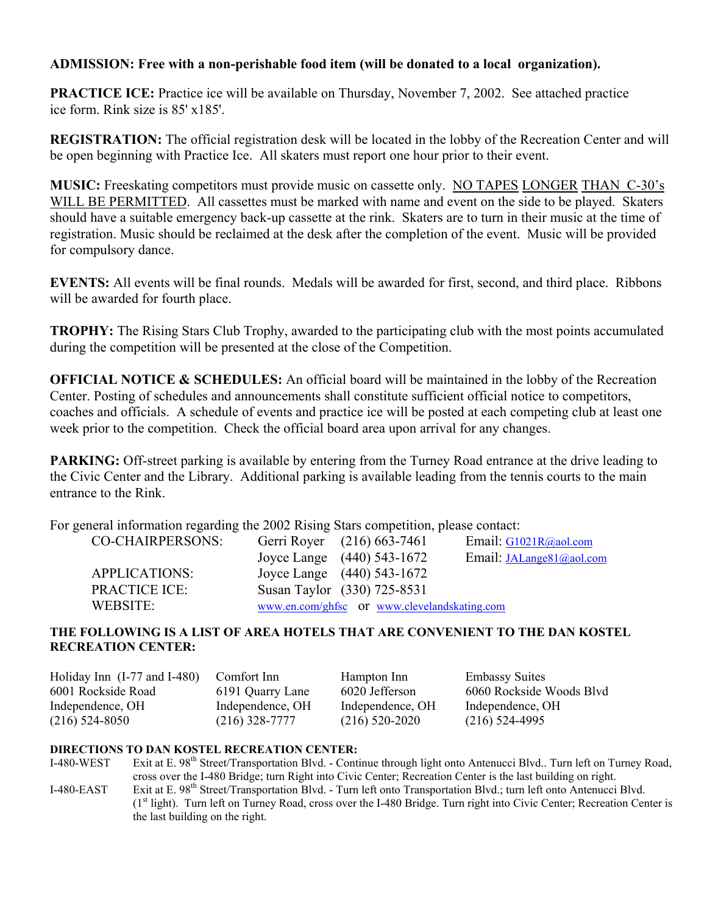**ADMISSION: Free with a non-perishable food item (will be donated to a local organization).**

**PRACTICE ICE:** Practice ice will be available on Thursday, November 7, 2002. See attached practice ice form. Rink size is 85' x185'.

**REGISTRATION:** The official registration desk will be located in the lobby of the Recreation Center and will be open beginning with Practice Ice. All skaters must report one hour prior to their event.

**MUSIC:** Freeskating competitors must provide music on cassette only. NO TAPES LONGER THAN C-30's WILL BE PERMITTED. All cassettes must be marked with name and event on the side to be played. Skaters should have a suitable emergency back-up cassette at the rink. Skaters are to turn in their music at the time of registration. Music should be reclaimed at the desk after the completion of the event. Music will be provided for compulsory dance.

**EVENTS:** All events will be final rounds. Medals will be awarded for first, second, and third place. Ribbons will be awarded for fourth place.

**TROPHY:** The Rising Stars Club Trophy, awarded to the participating club with the most points accumulated during the competition will be presented at the close of the Competition.

**OFFICIAL NOTICE & SCHEDULES:** An official board will be maintained in the lobby of the Recreation Center. Posting of schedules and announcements shall constitute sufficient official notice to competitors, coaches and officials. A schedule of events and practice ice will be posted at each competing club at least one week prior to the competition. Check the official board area upon arrival for any changes.

**PARKING:** Off-street parking is available by entering from the Turney Road entrance at the drive leading to the Civic Center and the Library. Additional parking is available leading from the tennis courts to the main entrance to the Rink.

For general information regarding the 2002 Rising Stars competition, please contact:

| | | | |
|---|---|---|---|
| CO-CHAIRPERSONS: | Gerri Royer | (216) 663-7461 | Email: G1021R@aol.com |
| | Joyce Lange | (440) 543-1672 | Email: JALange81@aol.com |
| APPLICATIONS: | Joyce Lange | (440) 543-1672 | |
| PRACTICE ICE: | Susan Taylor | (330) 725-8531 | |
| WEBSITE: | www.en.com/ghfsc or www.clevelandskating.com | | |

**THE FOLLOWING IS A LIST OF AREA HOTELS THAT ARE CONVENIENT TO THE DAN KOSTEL RECREATION CENTER:**

| Holiday Inn (I-77 and I-480) | Comfort Inn | Hampton Inn | Embassy Suites |
|---|---|---|---|
| 6001 Rockside Road | 6191 Quarry Lane | 6020 Jefferson | 6060 Rockside Woods Blvd |
| Independence, OH | Independence, OH | Independence, OH | Independence, OH |
| (216) 524-8050 | (216) 328-7777 | (216) 520-2020 | (216) 524-4995 |

**DIRECTIONS TO DAN KOSTEL RECREATION CENTER:**

I-480-WEST: Exit at E. 98th Street/Transportation Blvd. - Continue through light onto Antenucci Blvd.. Turn left on Turney Road, cross over the I-480 Bridge; turn Right into Civic Center; Recreation Center is the last building on right.

I-480-EAST: Exit at E. 98th Street/Transportation Blvd. - Turn left onto Transportation Blvd.; turn left onto Antenucci Blvd. (1st light). Turn left on Turney Road, cross over the I-480 Bridge. Turn right into Civic Center; Recreation Center is the last building on the right.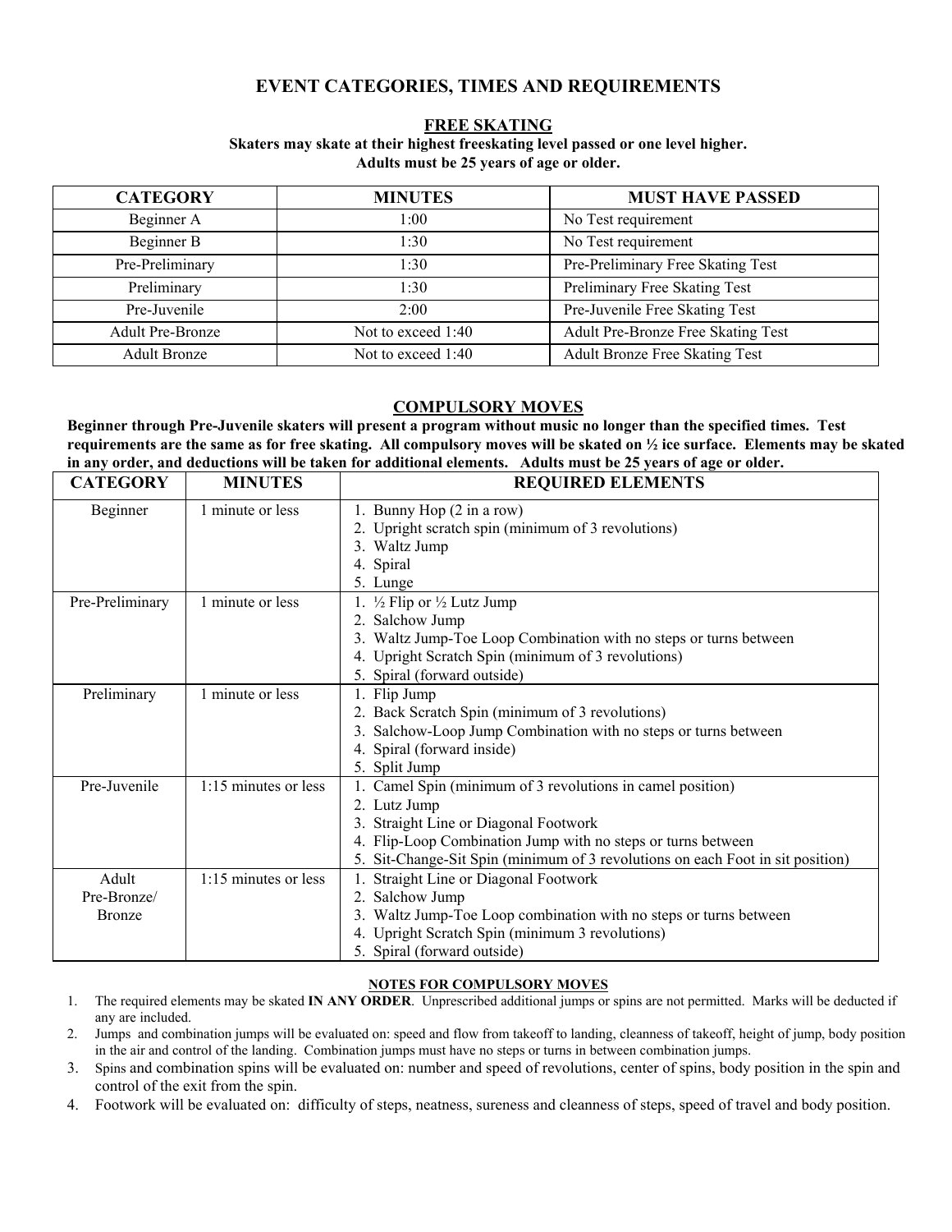# EVENT CATEGORIES, TIMES AND REQUIREMENTS

## FREE SKATING

**Skaters may skate at their highest freeskating level passed or one level higher.**
**Adults must be 25 years of age or older.**

| CATEGORY | MINUTES | MUST HAVE PASSED |
|---|---|---|
| Beginner A | 1:00 | No Test requirement |
| Beginner B | 1:30 | No Test requirement |
| Pre-Preliminary | 1:30 | Pre-Preliminary Free Skating Test |
| Preliminary | 1:30 | Preliminary Free Skating Test |
| Pre-Juvenile | 2:00 | Pre-Juvenile Free Skating Test |
| Adult Pre-Bronze | Not to exceed 1:40 | Adult Pre-Bronze Free Skating Test |
| Adult Bronze | Not to exceed 1:40 | Adult Bronze Free Skating Test |

## COMPULSORY MOVES

**Beginner through Pre-Juvenile skaters will present a program without music no longer than the specified times. Test requirements are the same as for free skating. All compulsory moves will be skated on ½ ice surface. Elements may be skated in any order, and deductions will be taken for additional elements. Adults must be 25 years of age or older.**

| CATEGORY | MINUTES | REQUIRED ELEMENTS |
|---|---|---|
| Beginner | 1 minute or less | 1. Bunny Hop (2 in a row)<br>2. Upright scratch spin (minimum of 3 revolutions)<br>3. Waltz Jump<br>4. Spiral<br>5. Lunge |
| Pre-Preliminary | 1 minute or less | 1. ½ Flip or ½ Lutz Jump<br>2. Salchow Jump<br>3. Waltz Jump-Toe Loop Combination with no steps or turns between<br>4. Upright Scratch Spin (minimum of 3 revolutions)<br>5. Spiral (forward outside) |
| Preliminary | 1 minute or less | 1. Flip Jump<br>2. Back Scratch Spin (minimum of 3 revolutions)<br>3. Salchow-Loop Jump Combination with no steps or turns between<br>4. Spiral (forward inside)<br>5. Split Jump |
| Pre-Juvenile | 1:15 minutes or less | 1. Camel Spin (minimum of 3 revolutions in camel position)<br>2. Lutz Jump<br>3. Straight Line or Diagonal Footwork<br>4. Flip-Loop Combination Jump with no steps or turns between<br>5. Sit-Change-Sit Spin (minimum of 3 revolutions on each Foot in sit position) |
| Adult Pre-Bronze/ Bronze | 1:15 minutes or less | 1. Straight Line or Diagonal Footwork<br>2. Salchow Jump<br>3. Waltz Jump-Toe Loop combination with no steps or turns between<br>4. Upright Scratch Spin (minimum 3 revolutions)<br>5. Spiral (forward outside) |

### NOTES FOR COMPULSORY MOVES

1. The required elements may be skated **IN ANY ORDER**. Unprescribed additional jumps or spins are not permitted. Marks will be deducted if any are included.
2. Jumps and combination jumps will be evaluated on: speed and flow from takeoff to landing, cleanness of takeoff, height of jump, body position in the air and control of the landing. Combination jumps must have no steps or turns in between combination jumps.
3. Spins and combination spins will be evaluated on: number and speed of revolutions, center of spins, body position in the spin and control of the exit from the spin.
4. Footwork will be evaluated on: difficulty of steps, neatness, sureness and cleanness of steps, speed of travel and body position.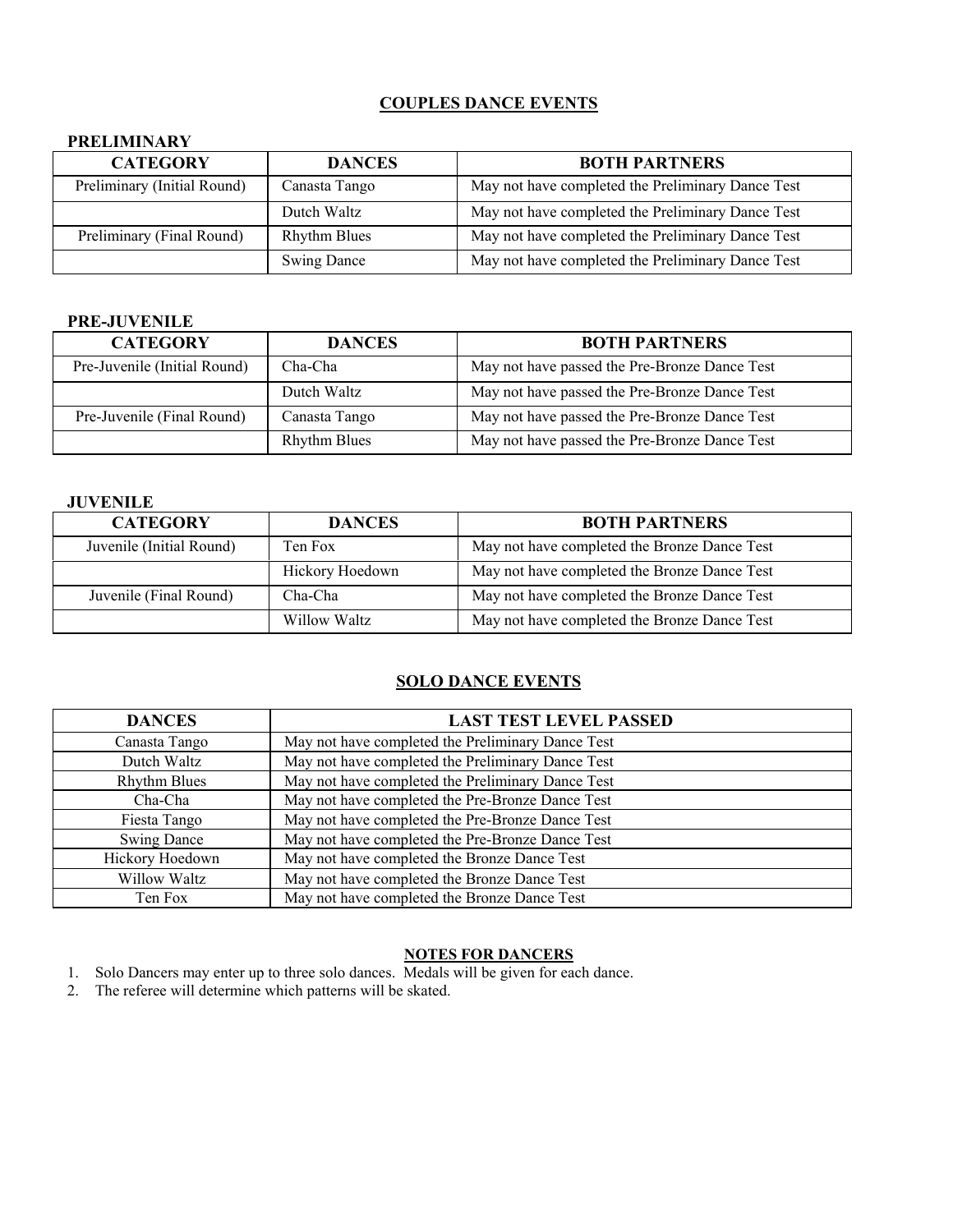## COUPLES DANCE EVENTS

### PRELIMINARY

| CATEGORY | DANCES | BOTH PARTNERS |
|---|---|---|
| Preliminary (Initial Round) | Canasta Tango | May not have completed the Preliminary Dance Test |
| | Dutch Waltz | May not have completed the Preliminary Dance Test |
| Preliminary (Final Round) | Rhythm Blues | May not have completed the Preliminary Dance Test |
| | Swing Dance | May not have completed the Preliminary Dance Test |

### PRE-JUVENILE

| CATEGORY | DANCES | BOTH PARTNERS |
|---|---|---|
| Pre-Juvenile (Initial Round) | Cha-Cha | May not have passed the Pre-Bronze Dance Test |
| | Dutch Waltz | May not have passed the Pre-Bronze Dance Test |
| Pre-Juvenile (Final Round) | Canasta Tango | May not have passed the Pre-Bronze Dance Test |
| | Rhythm Blues | May not have passed the Pre-Bronze Dance Test |

### JUVENILE

| CATEGORY | DANCES | BOTH PARTNERS |
|---|---|---|
| Juvenile (Initial Round) | Ten Fox | May not have completed the Bronze Dance Test |
| | Hickory Hoedown | May not have completed the Bronze Dance Test |
| Juvenile (Final Round) | Cha-Cha | May not have completed the Bronze Dance Test |
| | Willow Waltz | May not have completed the Bronze Dance Test |

## SOLO DANCE EVENTS

| DANCES | LAST TEST LEVEL PASSED |
|---|---|
| Canasta Tango | May not have completed the Preliminary Dance Test |
| Dutch Waltz | May not have completed the Preliminary Dance Test |
| Rhythm Blues | May not have completed the Preliminary Dance Test |
| Cha-Cha | May not have completed the Pre-Bronze Dance Test |
| Fiesta Tango | May not have completed the Pre-Bronze Dance Test |
| Swing Dance | May not have completed the Pre-Bronze Dance Test |
| Hickory Hoedown | May not have completed the Bronze Dance Test |
| Willow Waltz | May not have completed the Bronze Dance Test |
| Ten Fox | May not have completed the Bronze Dance Test |

## NOTES FOR DANCERS

1. Solo Dancers may enter up to three solo dances. Medals will be given for each dance.
2. The referee will determine which patterns will be skated.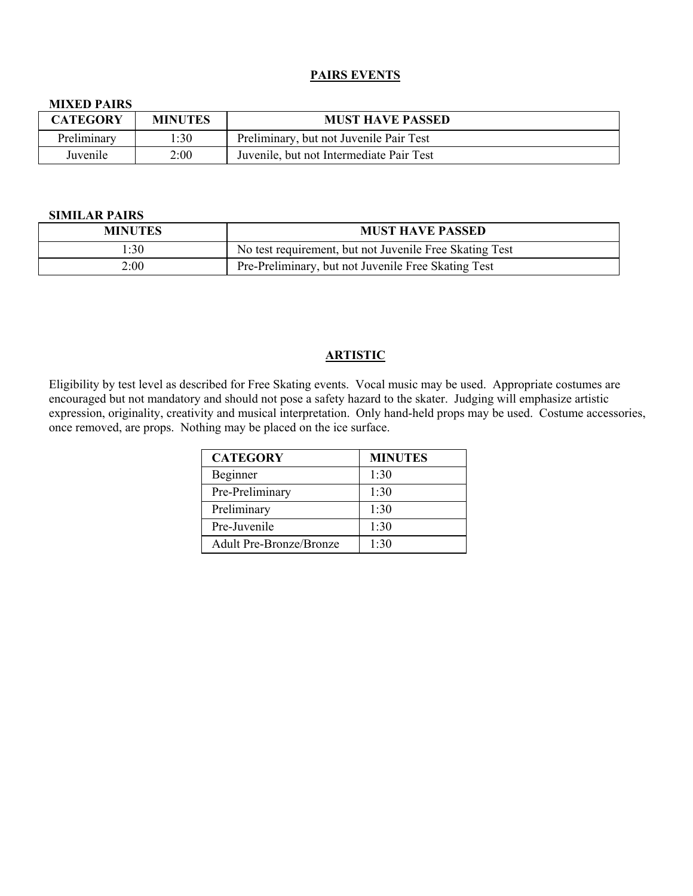## PAIRS EVENTS

### MIXED PAIRS

| CATEGORY | MINUTES | MUST HAVE PASSED |
|---|---|---|
| Preliminary | 1:30 | Preliminary, but not Juvenile Pair Test |
| Juvenile | 2:00 | Juvenile, but not Intermediate Pair Test |

### SIMILAR PAIRS

| MINUTES | MUST HAVE PASSED |
|---|---|
| 1:30 | No test requirement, but not Juvenile Free Skating Test |
| 2:00 | Pre-Preliminary, but not Juvenile Free Skating Test |

## ARTISTIC

Eligibility by test level as described for Free Skating events. Vocal music may be used. Appropriate costumes are encouraged but not mandatory and should not pose a safety hazard to the skater. Judging will emphasize artistic expression, originality, creativity and musical interpretation. Only hand-held props may be used. Costume accessories, once removed, are props. Nothing may be placed on the ice surface.

| CATEGORY | MINUTES |
|---|---|
| Beginner | 1:30 |
| Pre-Preliminary | 1:30 |
| Preliminary | 1:30 |
| Pre-Juvenile | 1:30 |
| Adult Pre-Bronze/Bronze | 1:30 |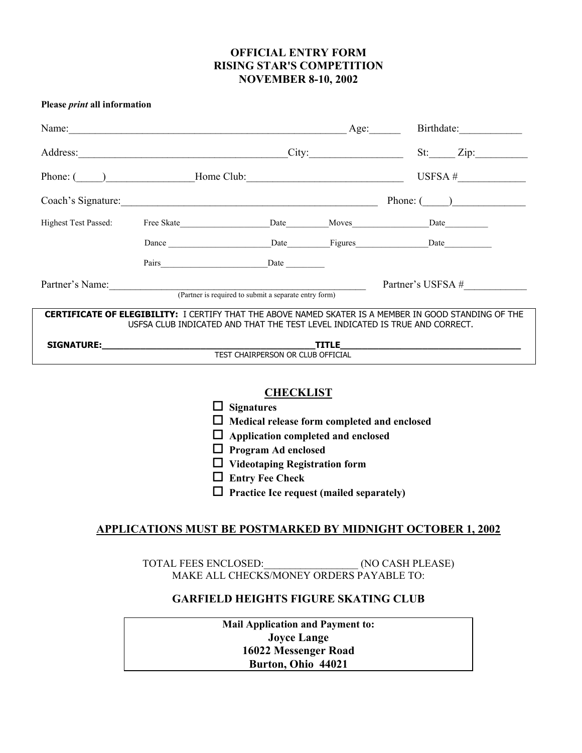# OFFICIAL ENTRY FORM
# RISING STAR'S COMPETITION
# NOVEMBER 8-10, 2002

**Please *print* all information**

Name:\_\_\_\_\_\_\_\_\_\_\_\_\_\_\_\_\_\_\_\_\_\_\_\_\_\_\_\_\_\_\_\_\_\_\_\_\_\_\_\_\_\_\_\_\_\_\_\_\_\_\_\_ Age:\_\_\_\_\_\_ Birthdate:\_\_\_\_\_\_\_\_\_\_\_\_

Address:\_\_\_\_\_\_\_\_\_\_\_\_\_\_\_\_\_\_\_\_\_\_\_\_\_\_\_\_\_\_\_\_\_\_\_\_\_\_\_\_City:\_\_\_\_\_\_\_\_\_\_\_\_\_\_\_\_\_\_ St:\_\_\_\_\_ Zip:\_\_\_\_\_\_\_\_\_\_

Phone: (\_\_\_\_\_)\_\_\_\_\_\_\_\_\_\_\_\_\_\_\_\_\_Home Club:\_\_\_\_\_\_\_\_\_\_\_\_\_\_\_\_\_\_\_\_\_\_\_\_\_\_\_\_\_\_ USFSA #\_\_\_\_\_\_\_\_\_\_\_\_\_

Coach's Signature:\_\_\_\_\_\_\_\_\_\_\_\_\_\_\_\_\_\_\_\_\_\_\_\_\_\_\_\_\_\_\_\_\_\_\_\_\_\_\_\_\_\_\_\_\_\_\_\_\_\_ Phone: (\_\_\_\_\_)\_\_\_\_\_\_\_\_\_\_\_\_\_\_

Highest Test Passed:

Free Skate\_\_\_\_\_\_\_\_\_\_\_\_\_\_\_\_\_\_\_\_\_Date\_\_\_\_\_\_\_\_\_\_Moves\_\_\_\_\_\_\_\_\_\_\_\_\_\_\_\_\_\_Date\_\_\_\_\_\_\_\_\_\_

Dance \_\_\_\_\_\_\_\_\_\_\_\_\_\_\_\_\_\_\_\_\_\_\_\_Date\_\_\_\_\_\_\_\_\_\_Figures\_\_\_\_\_\_\_\_\_\_\_\_\_\_\_\_\_Date\_\_\_\_\_\_\_\_\_\_\_

Pairs\_\_\_\_\_\_\_\_\_\_\_\_\_\_\_\_\_\_\_\_\_\_\_\_\_Date \_\_\_\_\_\_\_\_\_

Partner's Name:\_\_\_\_\_\_\_\_\_\_\_\_\_\_\_\_\_\_\_\_\_\_\_\_\_\_\_\_\_\_\_\_\_\_\_\_\_\_\_\_\_\_\_\_\_\_\_\_\_\_\_\_\_\_\_\_ Partner's USFSA #\_\_\_\_\_\_\_\_\_\_\_\_
(Partner is required to submit a separate entry form)

**CERTIFICATE OF ELEGIBILITY:** I CERTIFY THAT THE ABOVE NAMED SKATER IS A MEMBER IN GOOD STANDING OF THE USFSA CLUB INDICATED AND THAT THE TEST LEVEL INDICATED IS TRUE AND CORRECT.

**SIGNATURE:**\_\_\_\_\_\_\_\_\_\_\_\_\_\_\_\_\_\_\_\_\_\_\_\_\_\_\_\_\_\_\_\_\_\_\_\_\_\_\_\_\_\_**TITLE**\_\_\_\_\_\_\_\_\_\_\_\_\_\_\_\_\_\_\_\_\_\_\_\_\_\_\_\_\_\_\_\_\_\_\_\_
TEST CHAIRPERSON OR CLUB OFFICIAL

## CHECKLIST

- ☐ **Signatures**
- ☐ **Medical release form completed and enclosed**
- ☐ **Application completed and enclosed**
- ☐ **Program Ad enclosed**
- ☐ **Videotaping Registration form**
- ☐ **Entry Fee Check**
- ☐ **Practice Ice request (mailed separately)**

**APPLICATIONS MUST BE POSTMARKED BY MIDNIGHT OCTOBER 1, 2002**

TOTAL FEES ENCLOSED:\_\_\_\_\_\_\_\_\_\_\_\_\_\_\_\_\_\_ (NO CASH PLEASE)
MAKE ALL CHECKS/MONEY ORDERS PAYABLE TO:

**GARFIELD HEIGHTS FIGURE SKATING CLUB**

**Mail Application and Payment to:**
**Joyce Lange**
**16022 Messenger Road**
**Burton, Ohio 44021**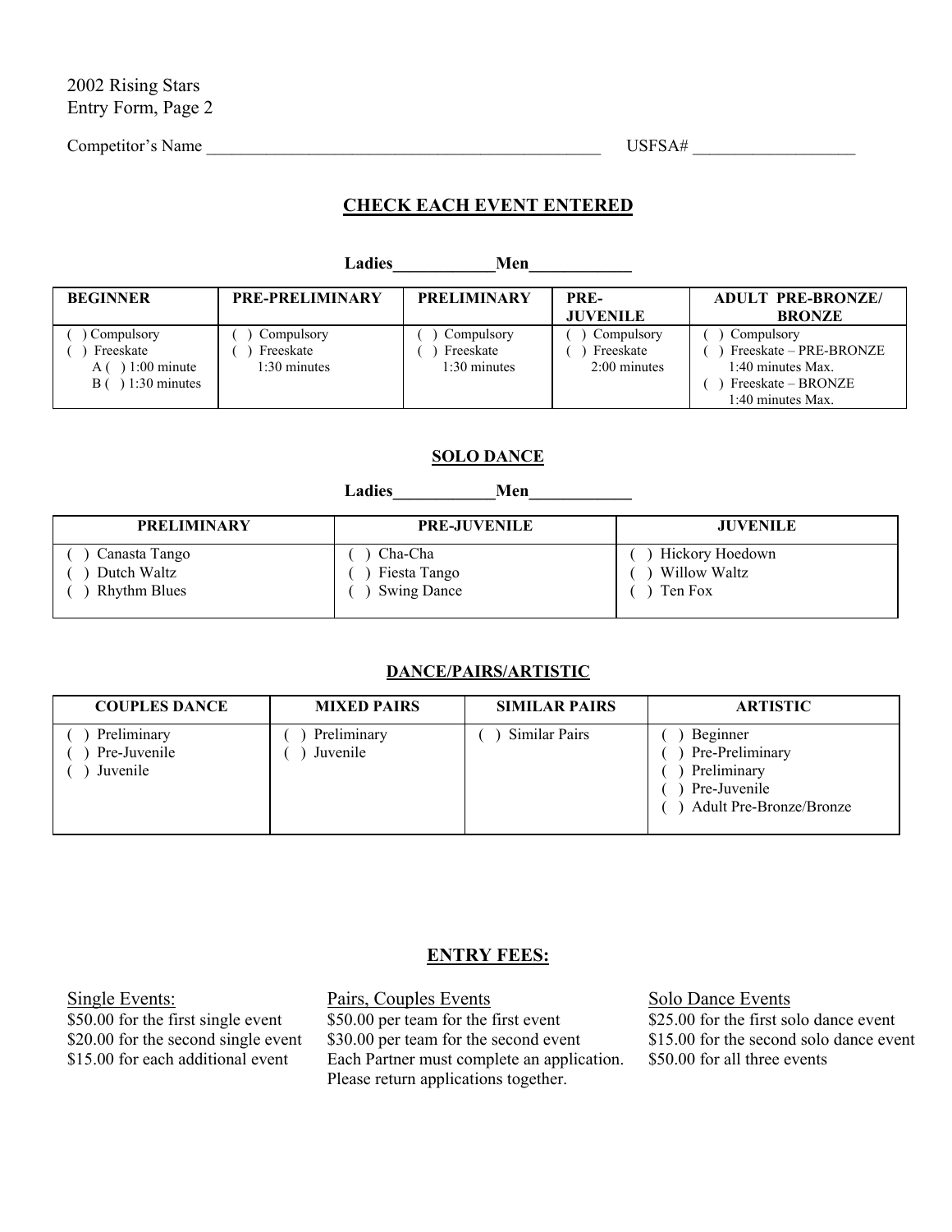2002 Rising Stars
Entry Form, Page 2

Competitor's Name ________________________________________________ USFSA# ___________________

## CHECK EACH EVENT ENTERED

**Ladies____________Men____________**

| BEGINNER | PRE-PRELIMINARY | PRELIMINARY | PRE-JUVENILE | ADULT PRE-BRONZE/ BRONZE |
|---|---|---|---|---|
| ( ) Compulsory<br>( ) Freeskate<br>A ( ) 1:00 minute<br>B ( ) 1:30 minutes | ( ) Compulsory<br>( ) Freeskate<br>1:30 minutes | ( ) Compulsory<br>( ) Freeskate<br>1:30 minutes | ( ) Compulsory<br>( ) Freeskate<br>2:00 minutes | ( ) Compulsory<br>( ) Freeskate – PRE-BRONZE<br>1:40 minutes Max.<br>( ) Freeskate – BRONZE<br>1:40 minutes Max. |

## SOLO DANCE

**Ladies____________Men____________**

| PRELIMINARY | PRE-JUVENILE | JUVENILE |
|---|---|---|
| ( ) Canasta Tango<br>( ) Dutch Waltz<br>( ) Rhythm Blues | ( ) Cha-Cha<br>( ) Fiesta Tango<br>( ) Swing Dance | ( ) Hickory Hoedown<br>( ) Willow Waltz<br>( ) Ten Fox |

## DANCE/PAIRS/ARTISTIC

| COUPLES DANCE | MIXED PAIRS | SIMILAR PAIRS | ARTISTIC |
|---|---|---|---|
| ( ) Preliminary<br>( ) Pre-Juvenile<br>( ) Juvenile | ( ) Preliminary<br>( ) Juvenile | ( ) Similar Pairs | ( ) Beginner<br>( ) Pre-Preliminary<br>( ) Preliminary<br>( ) Pre-Juvenile<br>( ) Adult Pre-Bronze/Bronze |

## ENTRY FEES:

Single Events:
$50.00 for the first single event
$20.00 for the second single event
$15.00 for each additional event

Pairs, Couples Events
$50.00 per team for the first event
$30.00 per team for the second event
Each Partner must complete an application.
Please return applications together.

Solo Dance Events
$25.00 for the first solo dance event
$15.00 for the second solo dance event
$50.00 for all three events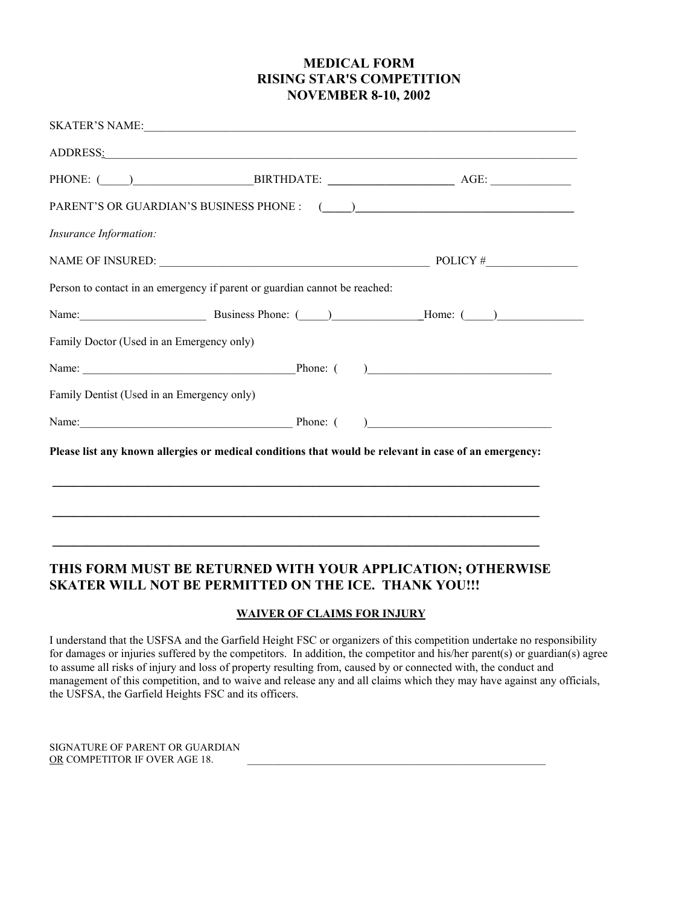# MEDICAL FORM
# RISING STAR'S COMPETITION
# NOVEMBER 8-10, 2002

SKATER'S NAME:___________________________________________________________________________

ADDRESS:_______________________________________________________________________________

PHONE: (_____)____________________BIRTHDATE: ______________________ AGE: ______________

PARENT'S OR GUARDIAN'S BUSINESS PHONE : (_____)______________________________________

*Insurance Information:*

NAME OF INSURED: _______________________________________________ POLICY #________________

Person to contact in an emergency if parent or guardian cannot be reached:

Name:______________________ Business Phone: (_____)_______________Home: (_____)_______________

Family Doctor (Used in an Emergency only)

Name: _____________________________________Phone: ( )_______________________________

Family Dentist (Used in an Emergency only)

Name:_____________________________________ Phone: ( )________________________________

**Please list any known allergies or medical conditions that would be relevant in case of an emergency:**

________________________________________________________________________________

________________________________________________________________________________

________________________________________________________________________________

## THIS FORM MUST BE RETURNED WITH YOUR APPLICATION; OTHERWISE SKATER WILL NOT BE PERMITTED ON THE ICE. THANK YOU!!!

**WAIVER OF CLAIMS FOR INJURY**

I understand that the USFSA and the Garfield Height FSC or organizers of this competition undertake no responsibility for damages or injuries suffered by the competitors. In addition, the competitor and his/her parent(s) or guardian(s) agree to assume all risks of injury and loss of property resulting from, caused by or connected with, the conduct and management of this competition, and to waive and release any and all claims which they may have against any officials, the USFSA, the Garfield Heights FSC and its officers.

SIGNATURE OF PARENT OR GUARDIAN
OR COMPETITOR IF OVER AGE 18. _________________________________________________________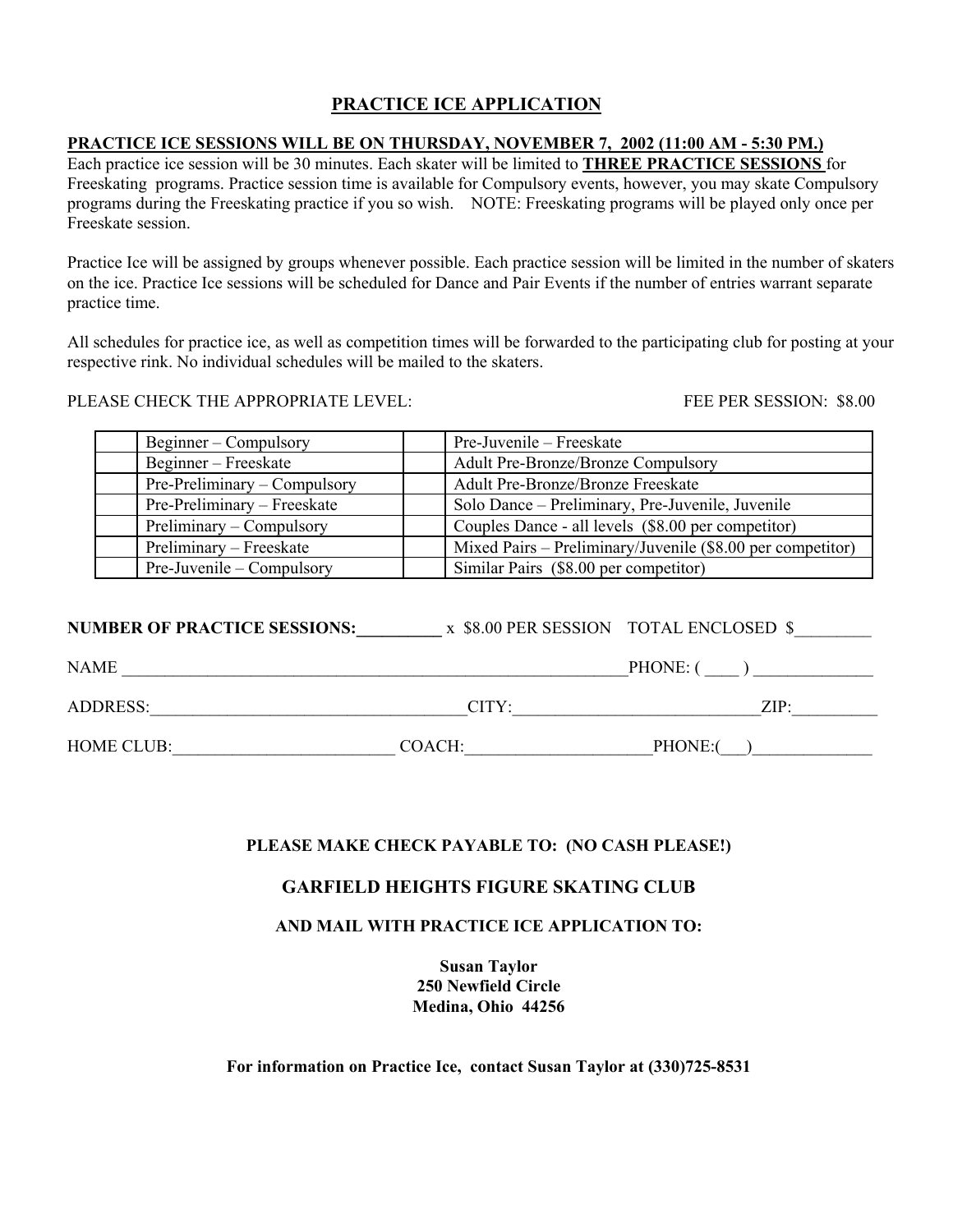# PRACTICE ICE APPLICATION

**PRACTICE ICE SESSIONS WILL BE ON THURSDAY, NOVEMBER 7, 2002 (11:00 AM - 5:30 PM.)**

Each practice ice session will be 30 minutes. Each skater will be limited to **THREE PRACTICE SESSIONS** for Freeskating programs. Practice session time is available for Compulsory events, however, you may skate Compulsory programs during the Freeskating practice if you so wish. NOTE: Freeskating programs will be played only once per Freeskate session.

Practice Ice will be assigned by groups whenever possible. Each practice session will be limited in the number of skaters on the ice. Practice Ice sessions will be scheduled for Dance and Pair Events if the number of entries warrant separate practice time.

All schedules for practice ice, as well as competition times will be forwarded to the participating club for posting at your respective rink. No individual schedules will be mailed to the skaters.

PLEASE CHECK THE APPROPRIATE LEVEL: FEE PER SESSION: $8.00

| | | | |
|---|---|---|---|
| | Beginner – Compulsory | | Pre-Juvenile – Freeskate |
| | Beginner – Freeskate | | Adult Pre-Bronze/Bronze Compulsory |
| | Pre-Preliminary – Compulsory | | Adult Pre-Bronze/Bronze Freeskate |
| | Pre-Preliminary – Freeskate | | Solo Dance – Preliminary, Pre-Juvenile, Juvenile |
| | Preliminary – Compulsory | | Couples Dance - all levels ($8.00 per competitor) |
| | Preliminary – Freeskate | | Mixed Pairs – Preliminary/Juvenile ($8.00 per competitor) |
| | Pre-Juvenile – Compulsory | | Similar Pairs ($8.00 per competitor) |

**NUMBER OF PRACTICE SESSIONS:__________** x $8.00 PER SESSION TOTAL ENCLOSED $_________

NAME ______________________________________________________________PHONE: ( ____ ) ______________

ADDRESS:_____________________________________CITY:_____________________________ZIP:__________

HOME CLUB:__________________________ COACH:_____________________PHONE:(___)______________

**PLEASE MAKE CHECK PAYABLE TO: (NO CASH PLEASE!)**

**GARFIELD HEIGHTS FIGURE SKATING CLUB**

**AND MAIL WITH PRACTICE ICE APPLICATION TO:**

**Susan Taylor**
**250 Newfield Circle**
**Medina, Ohio 44256**

**For information on Practice Ice, contact Susan Taylor at (330)725-8531**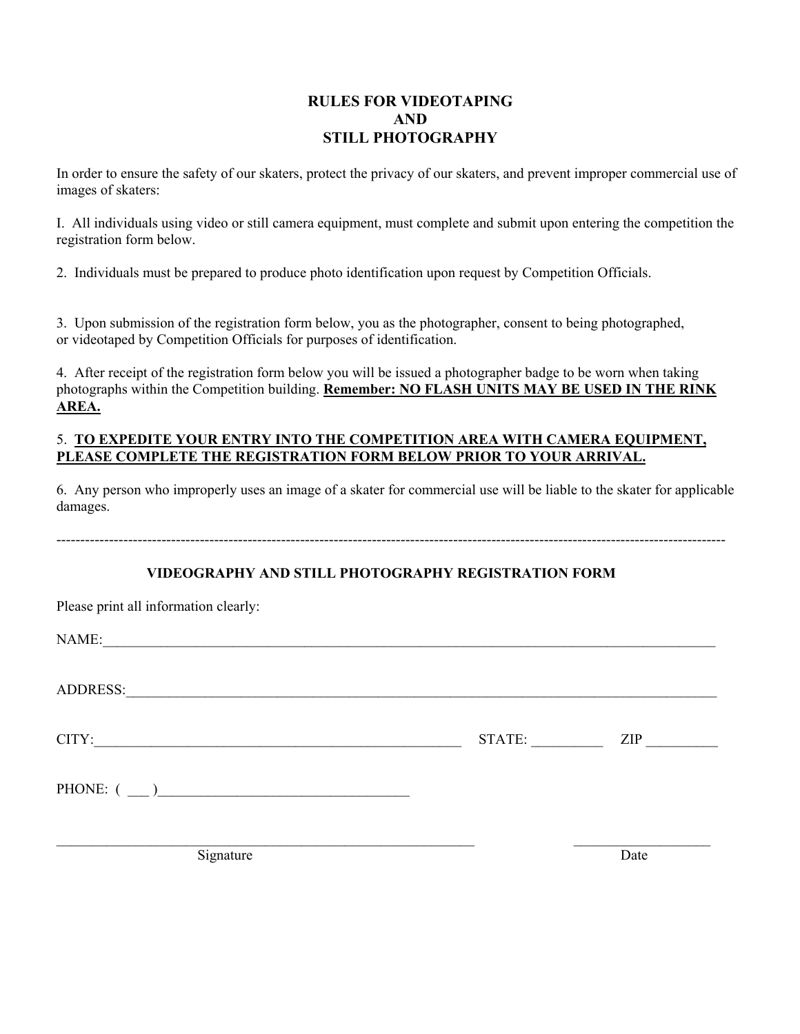# RULES FOR VIDEOTAPING AND STILL PHOTOGRAPHY

In order to ensure the safety of our skaters, protect the privacy of our skaters, and prevent improper commercial use of images of skaters:

I. All individuals using video or still camera equipment, must complete and submit upon entering the competition the registration form below.

2. Individuals must be prepared to produce photo identification upon request by Competition Officials.

3. Upon submission of the registration form below, you as the photographer, consent to being photographed, or videotaped by Competition Officials for purposes of identification.

4. After receipt of the registration form below you will be issued a photographer badge to be worn when taking photographs within the Competition building. **Remember: NO FLASH UNITS MAY BE USED IN THE RINK AREA.**

5. **TO EXPEDITE YOUR ENTRY INTO THE COMPETITION AREA WITH CAMERA EQUIPMENT, PLEASE COMPLETE THE REGISTRATION FORM BELOW PRIOR TO YOUR ARRIVAL.**

6. Any person who improperly uses an image of a skater for commercial use will be liable to the skater for applicable damages.

---

## VIDEOGRAPHY AND STILL PHOTOGRAPHY REGISTRATION FORM

Please print all information clearly:

NAME:_______________________________________________

ADDRESS:_______________________________________________

CITY:_______________________________ STATE: __________ ZIP __________

PHONE: ( ___ )___________________________

_______________________________________ Signature          ____________________ Date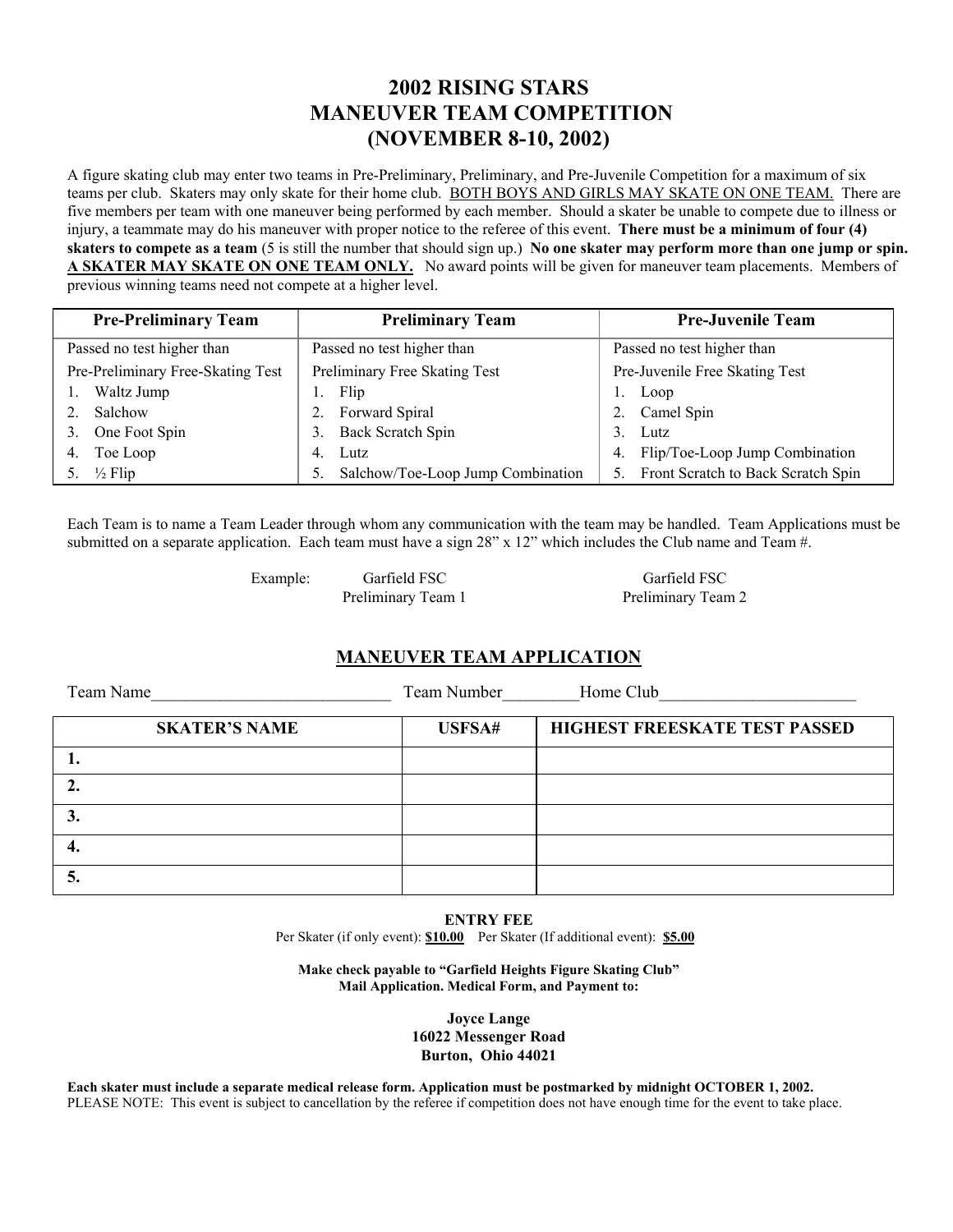# 2002 RISING STARS
# MANEUVER TEAM COMPETITION
# (NOVEMBER 8-10, 2002)

A figure skating club may enter two teams in Pre-Preliminary, Preliminary, and Pre-Juvenile Competition for a maximum of six teams per club. Skaters may only skate for their home club. BOTH BOYS AND GIRLS MAY SKATE ON ONE TEAM. There are five members per team with one maneuver being performed by each member. Should a skater be unable to compete due to illness or injury, a teammate may do his maneuver with proper notice to the referee of this event. **There must be a minimum of four (4) skaters to compete as a team** (5 is still the number that should sign up.) **No one skater may perform more than one jump or spin.** **A SKATER MAY SKATE ON ONE TEAM ONLY.** No award points will be given for maneuver team placements. Members of previous winning teams need not compete at a higher level.

| Pre-Preliminary Team | Preliminary Team | Pre-Juvenile Team |
|---|---|---|
| Passed no test higher than | Passed no test higher than | Passed no test higher than |
| Pre-Preliminary Free-Skating Test | Preliminary Free Skating Test | Pre-Juvenile Free Skating Test |
| 1. Waltz Jump | 1. Flip | 1. Loop |
| 2. Salchow | 2. Forward Spiral | 2. Camel Spin |
| 3. One Foot Spin | 3. Back Scratch Spin | 3. Lutz |
| 4. Toe Loop | 4. Lutz | 4. Flip/Toe-Loop Jump Combination |
| 5. ½ Flip | 5. Salchow/Toe-Loop Jump Combination | 5. Front Scratch to Back Scratch Spin |

Each Team is to name a Team Leader through whom any communication with the team may be handled. Team Applications must be submitted on a separate application. Each team must have a sign 28" x 12" which includes the Club name and Team #.

Example: Garfield FSC Preliminary Team 1 — Garfield FSC Preliminary Team 2

## MANEUVER TEAM APPLICATION

Team Name____________________________ Team Number_________Home Club_______________________

| SKATER'S NAME | USFSA# | HIGHEST FREESKATE TEST PASSED |
|---|---|---|
| **1.** | | |
| **2.** | | |
| **3.** | | |
| **4.** | | |
| **5.** | | |

**ENTRY FEE**

Per Skater (if only event): **$10.00** Per Skater (If additional event): **$5.00**

**Make check payable to "Garfield Heights Figure Skating Club"**
**Mail Application. Medical Form, and Payment to:**

**Joyce Lange**
**16022 Messenger Road**
**Burton, Ohio 44021**

**Each skater must include a separate medical release form. Application must be postmarked by midnight OCTOBER 1, 2002.**
PLEASE NOTE: This event is subject to cancellation by the referee if competition does not have enough time for the event to take place.